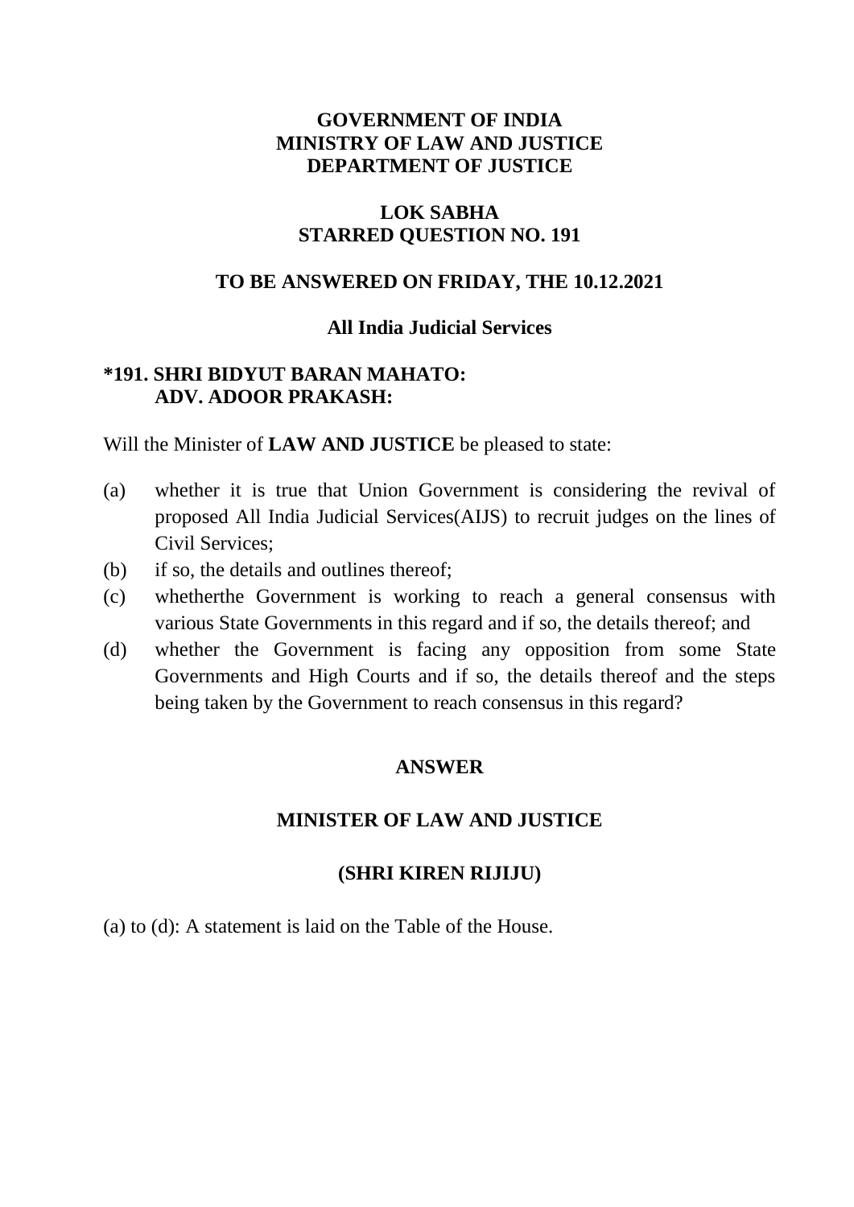**GOVERNMENT OF INDIA**
**MINISTRY OF LAW AND JUSTICE**
**DEPARTMENT OF JUSTICE**

**LOK SABHA**
**STARRED QUESTION NO. 191**

**TO BE ANSWERED ON FRIDAY, THE 10.12.2021**

**All India Judicial Services**

**\*191. SHRI BIDYUT BARAN MAHATO:**
**ADV. ADOOR PRAKASH:**

Will the Minister of **LAW AND JUSTICE** be pleased to state:

(a) whether it is true that Union Government is considering the revival of proposed All India Judicial Services(AIJS) to recruit judges on the lines of Civil Services;

(b) if so, the details and outlines thereof;

(c) whetherthe Government is working to reach a general consensus with various State Governments in this regard and if so, the details thereof; and

(d) whether the Government is facing any opposition from some State Governments and High Courts and if so, the details thereof and the steps being taken by the Government to reach consensus in this regard?

**ANSWER**

**MINISTER OF LAW AND JUSTICE**

**(SHRI KIREN RIJIJU)**

(a) to (d): A statement is laid on the Table of the House.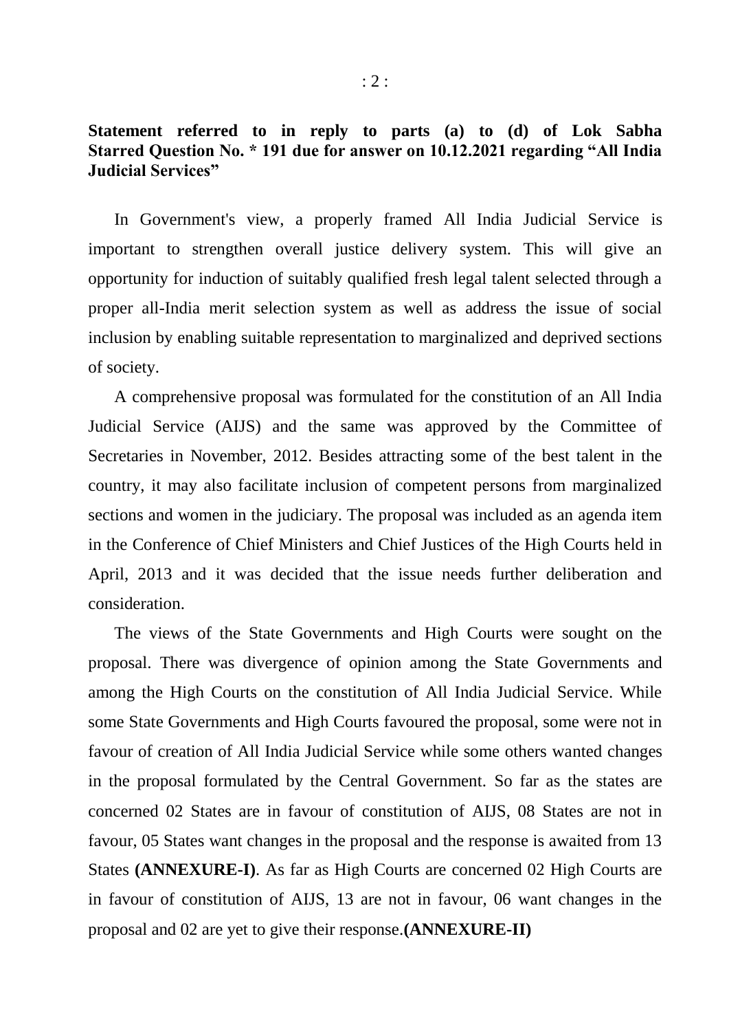**Statement referred to in reply to parts (a) to (d) of Lok Sabha Starred Question No. * 191 due for answer on 10.12.2021 regarding "All India Judicial Services"**

In Government's view, a properly framed All India Judicial Service is important to strengthen overall justice delivery system. This will give an opportunity for induction of suitably qualified fresh legal talent selected through a proper all-India merit selection system as well as address the issue of social inclusion by enabling suitable representation to marginalized and deprived sections of society.

A comprehensive proposal was formulated for the constitution of an All India Judicial Service (AIJS) and the same was approved by the Committee of Secretaries in November, 2012. Besides attracting some of the best talent in the country, it may also facilitate inclusion of competent persons from marginalized sections and women in the judiciary. The proposal was included as an agenda item in the Conference of Chief Ministers and Chief Justices of the High Courts held in April, 2013 and it was decided that the issue needs further deliberation and consideration.

The views of the State Governments and High Courts were sought on the proposal. There was divergence of opinion among the State Governments and among the High Courts on the constitution of All India Judicial Service. While some State Governments and High Courts favoured the proposal, some were not in favour of creation of All India Judicial Service while some others wanted changes in the proposal formulated by the Central Government. So far as the states are concerned 02 States are in favour of constitution of AIJS, 08 States are not in favour, 05 States want changes in the proposal and the response is awaited from 13 States **(ANNEXURE-I)**. As far as High Courts are concerned 02 High Courts are in favour of constitution of AIJS, 13 are not in favour, 06 want changes in the proposal and 02 are yet to give their response.**(ANNEXURE-II)**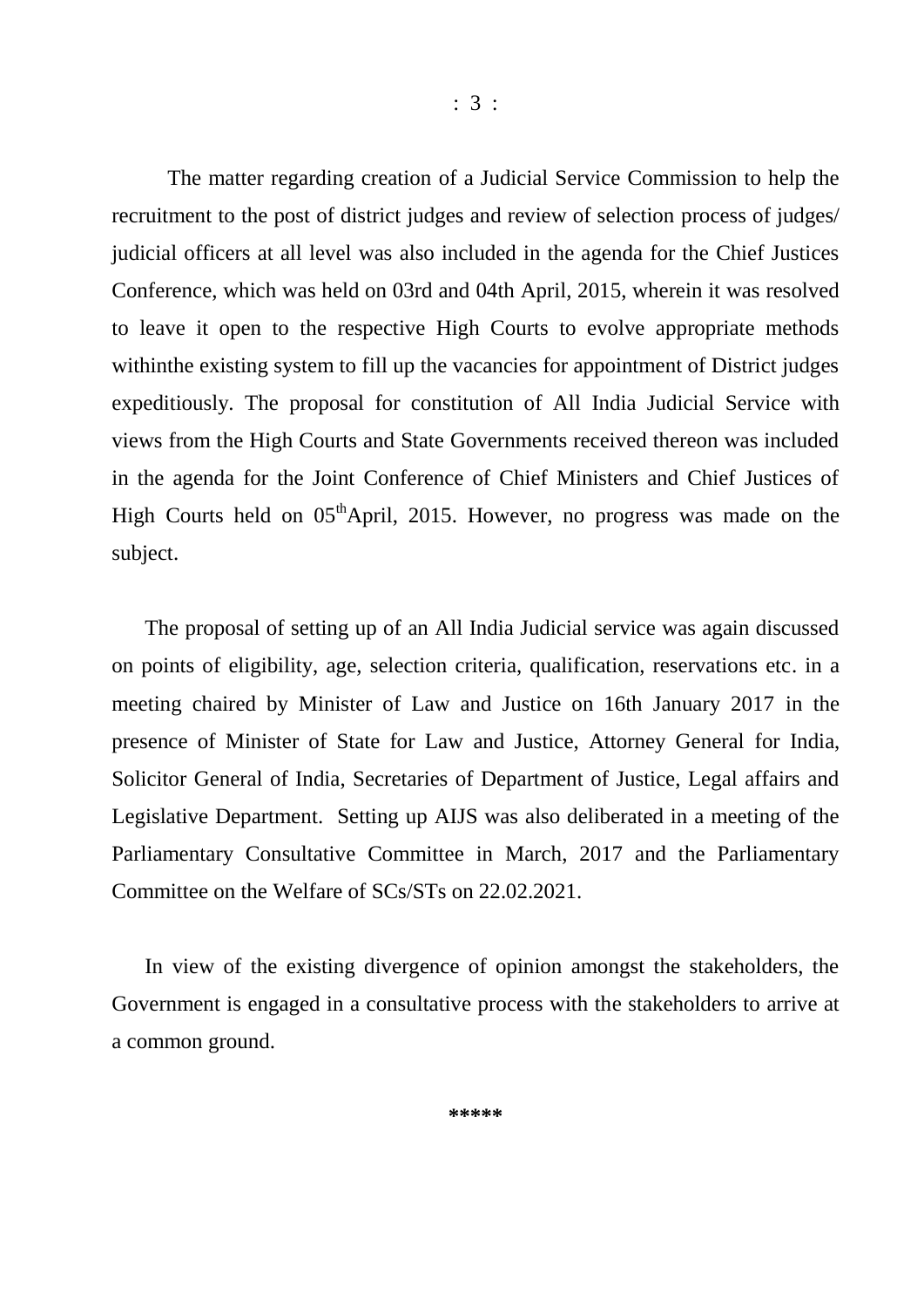The matter regarding creation of a Judicial Service Commission to help the recruitment to the post of district judges and review of selection process of judges/ judicial officers at all level was also included in the agenda for the Chief Justices Conference, which was held on 03rd and 04th April, 2015, wherein it was resolved to leave it open to the respective High Courts to evolve appropriate methods withinthe existing system to fill up the vacancies for appointment of District judges expeditiously. The proposal for constitution of All India Judicial Service with views from the High Courts and State Governments received thereon was included in the agenda for the Joint Conference of Chief Ministers and Chief Justices of High Courts held on 05thApril, 2015. However, no progress was made on the subject.

The proposal of setting up of an All India Judicial service was again discussed on points of eligibility, age, selection criteria, qualification, reservations etc. in a meeting chaired by Minister of Law and Justice on 16th January 2017 in the presence of Minister of State for Law and Justice, Attorney General for India, Solicitor General of India, Secretaries of Department of Justice, Legal affairs and Legislative Department. Setting up AIJS was also deliberated in a meeting of the Parliamentary Consultative Committee in March, 2017 and the Parliamentary Committee on the Welfare of SCs/STs on 22.02.2021.

In view of the existing divergence of opinion amongst the stakeholders, the Government is engaged in a consultative process with the stakeholders to arrive at a common ground.

*****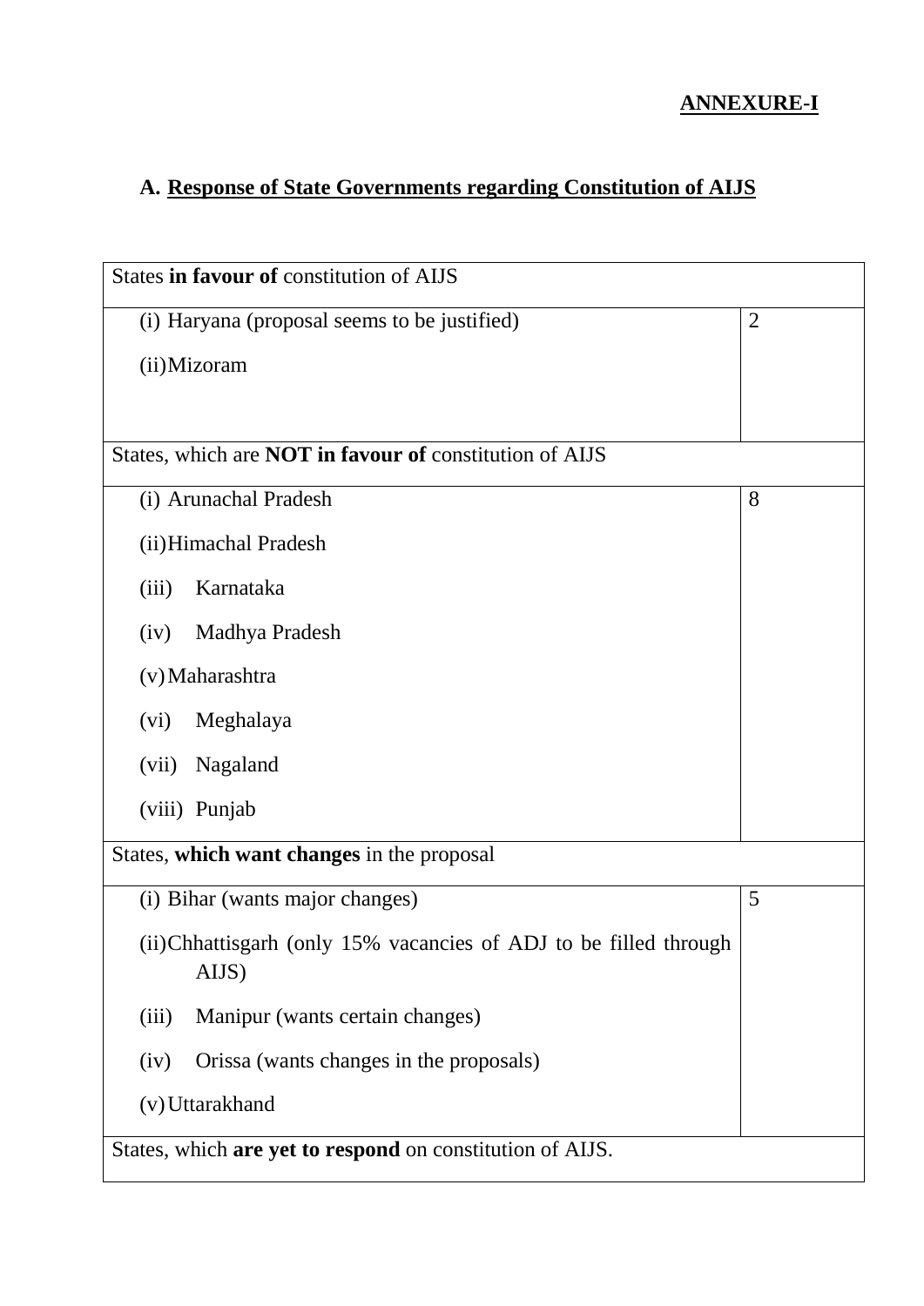**ANNEXURE-I**

## A. Response of State Governments regarding Constitution of AIJS

| States **in favour of** constitution of AIJS | |
|---|---|
| (i) Haryana (proposal seems to be justified)<br>(ii) Mizoram | 2 |
| States, which are **NOT in favour of** constitution of AIJS | |
| (i) Arunachal Pradesh<br>(ii) Himachal Pradesh<br>(iii) Karnataka<br>(iv) Madhya Pradesh<br>(v) Maharashtra<br>(vi) Meghalaya<br>(vii) Nagaland<br>(viii) Punjab | 8 |
| States, **which want changes** in the proposal | |
| (i) Bihar (wants major changes)<br>(ii) Chhattisgarh (only 15% vacancies of ADJ to be filled through AIJS)<br>(iii) Manipur (wants certain changes)<br>(iv) Orissa (wants changes in the proposals)<br>(v) Uttarakhand | 5 |
| States, which **are yet to respond** on constitution of AIJS. | |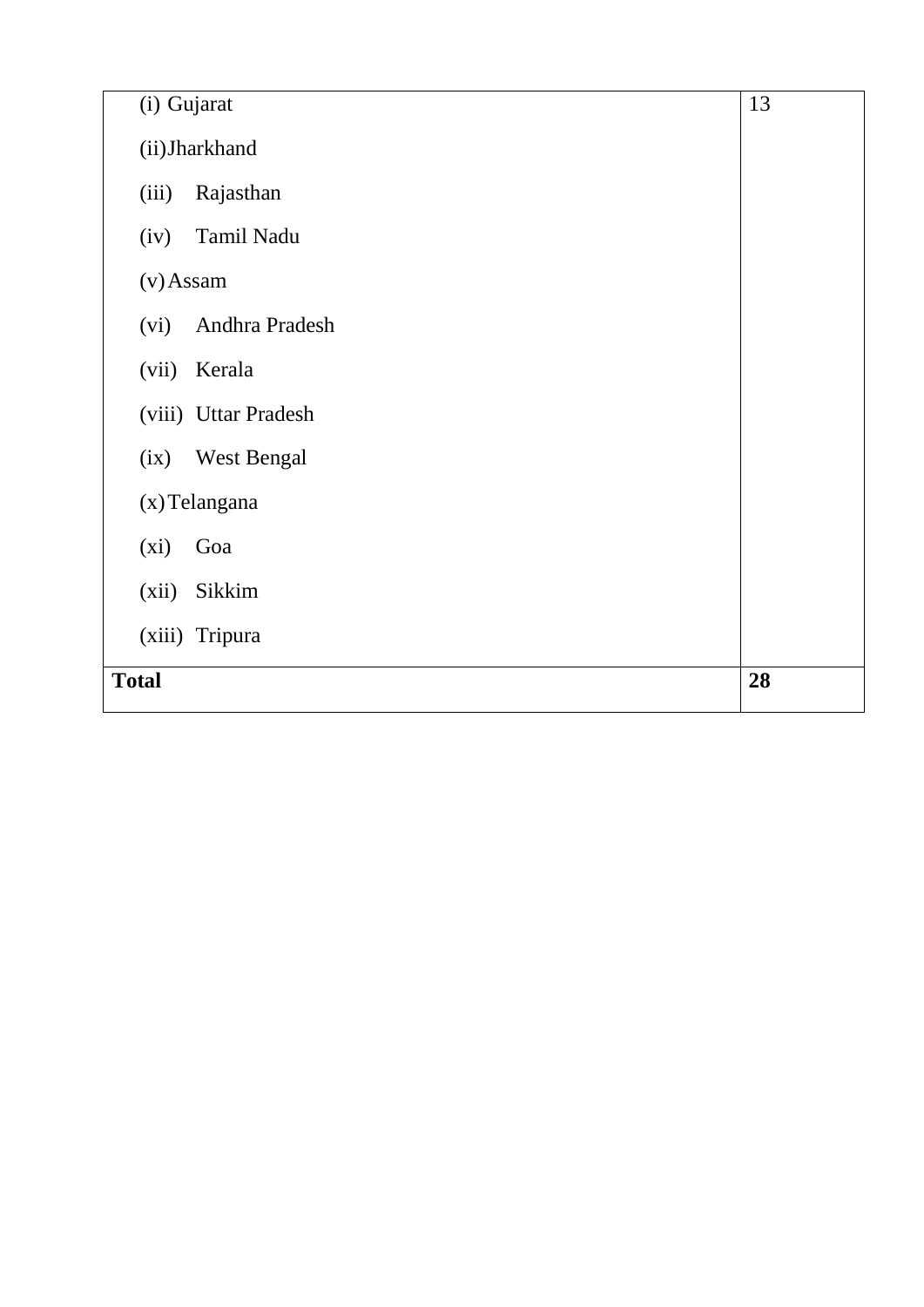| | |
|---|---|
| (i) Gujarat<br>(ii) Jharkhand<br>(iii) Rajasthan<br>(iv) Tamil Nadu<br>(v) Assam<br>(vi) Andhra Pradesh<br>(vii) Kerala<br>(viii) Uttar Pradesh<br>(ix) West Bengal<br>(x) Telangana<br>(xi) Goa<br>(xii) Sikkim<br>(xiii) Tripura | 13 |
| **Total** | **28** |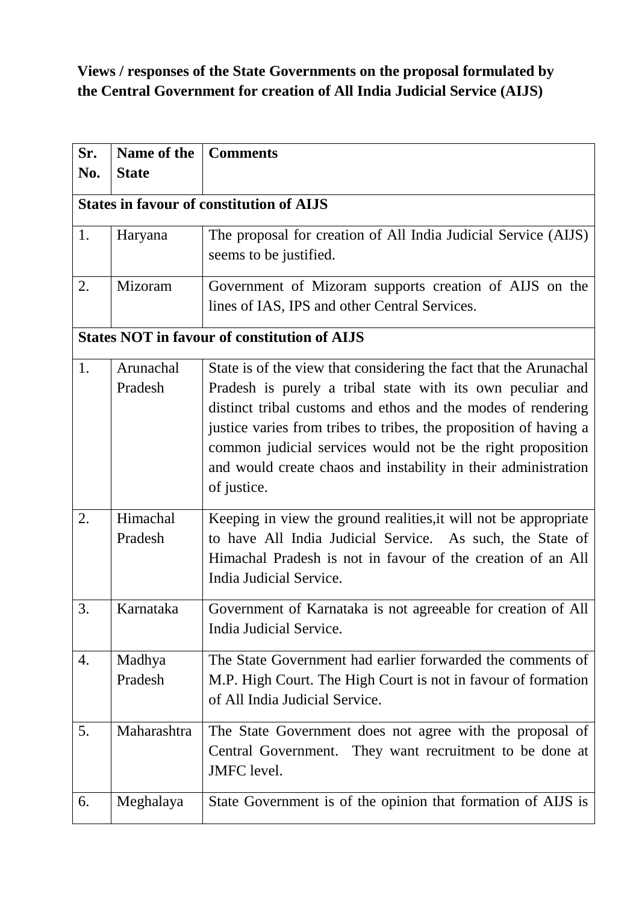**Views / responses of the State Governments on the proposal formulated by the Central Government for creation of All India Judicial Service (AIJS)**

| Sr. No. | Name of the State | Comments |
|---|---|---|
| **States in favour of constitution of AIJS** | | |
| 1. | Haryana | The proposal for creation of All India Judicial Service (AIJS) seems to be justified. |
| 2. | Mizoram | Government of Mizoram supports creation of AIJS on the lines of IAS, IPS and other Central Services. |
| **States NOT in favour of constitution of AIJS** | | |
| 1. | Arunachal Pradesh | State is of the view that considering the fact that the Arunachal Pradesh is purely a tribal state with its own peculiar and distinct tribal customs and ethos and the modes of rendering justice varies from tribes to tribes, the proposition of having a common judicial services would not be the right proposition and would create chaos and instability in their administration of justice. |
| 2. | Himachal Pradesh | Keeping in view the ground realities,it will not be appropriate to have All India Judicial Service. As such, the State of Himachal Pradesh is not in favour of the creation of an All India Judicial Service. |
| 3. | Karnataka | Government of Karnataka is not agreeable for creation of All India Judicial Service. |
| 4. | Madhya Pradesh | The State Government had earlier forwarded the comments of M.P. High Court. The High Court is not in favour of formation of All India Judicial Service. |
| 5. | Maharashtra | The State Government does not agree with the proposal of Central Government. They want recruitment to be done at JMFC level. |
| 6. | Meghalaya | State Government is of the opinion that formation of AIJS is |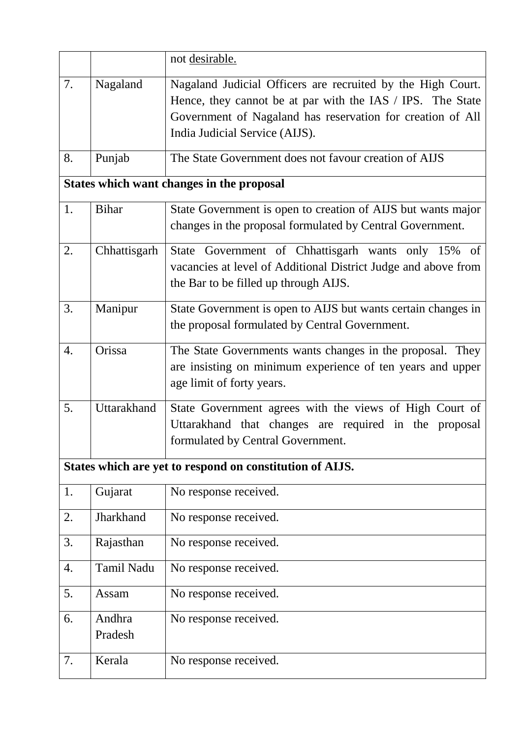| | | |
|---|---|---|
| | | not desirable. |
| 7. | Nagaland | Nagaland Judicial Officers are recruited by the High Court. Hence, they cannot be at par with the IAS / IPS. The State Government of Nagaland has reservation for creation of All India Judicial Service (AIJS). |
| 8. | Punjab | The State Government does not favour creation of AIJS |
| **States which want changes in the proposal** | | |
| 1. | Bihar | State Government is open to creation of AIJS but wants major changes in the proposal formulated by Central Government. |
| 2. | Chhattisgarh | State Government of Chhattisgarh wants only 15% of vacancies at level of Additional District Judge and above from the Bar to be filled up through AIJS. |
| 3. | Manipur | State Government is open to AIJS but wants certain changes in the proposal formulated by Central Government. |
| 4. | Orissa | The State Governments wants changes in the proposal. They are insisting on minimum experience of ten years and upper age limit of forty years. |
| 5. | Uttarakhand | State Government agrees with the views of High Court of Uttarakhand that changes are required in the proposal formulated by Central Government. |
| **States which are yet to respond on constitution of AIJS.** | | |
| 1. | Gujarat | No response received. |
| 2. | Jharkhand | No response received. |
| 3. | Rajasthan | No response received. |
| 4. | Tamil Nadu | No response received. |
| 5. | Assam | No response received. |
| 6. | Andhra Pradesh | No response received. |
| 7. | Kerala | No response received. |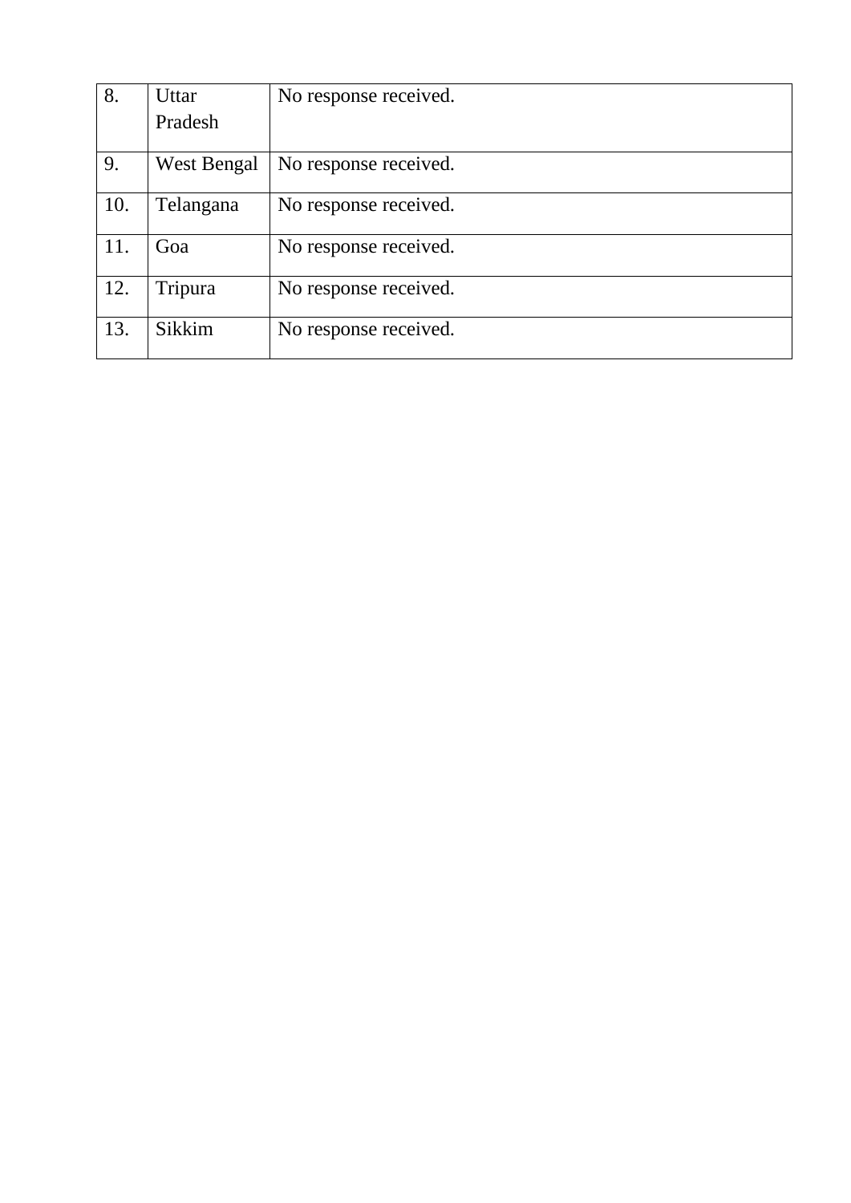| | | |
|---|---|---|
| 8. | Uttar Pradesh | No response received. |
| 9. | West Bengal | No response received. |
| 10. | Telangana | No response received. |
| 11. | Goa | No response received. |
| 12. | Tripura | No response received. |
| 13. | Sikkim | No response received. |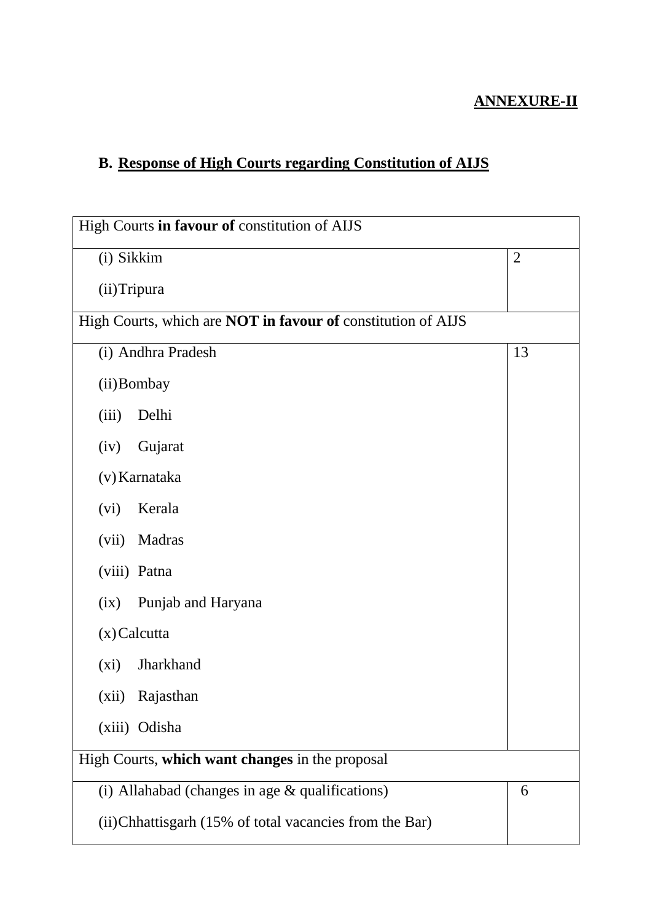**ANNEXURE-II**

## B. Response of High Courts regarding Constitution of AIJS

| High Courts **in favour of** constitution of AIJS | |
|---|---|
| (i) Sikkim<br>(ii) Tripura | 2 |
| High Courts, which are **NOT in favour of** constitution of AIJS | |
| (i) Andhra Pradesh<br>(ii) Bombay<br>(iii) Delhi<br>(iv) Gujarat<br>(v) Karnataka<br>(vi) Kerala<br>(vii) Madras<br>(viii) Patna<br>(ix) Punjab and Haryana<br>(x) Calcutta<br>(xi) Jharkhand<br>(xii) Rajasthan<br>(xiii) Odisha | 13 |
| High Courts, **which want changes** in the proposal | |
| (i) Allahabad (changes in age & qualifications)<br>(ii) Chhattisgarh (15% of total vacancies from the Bar) | 6 |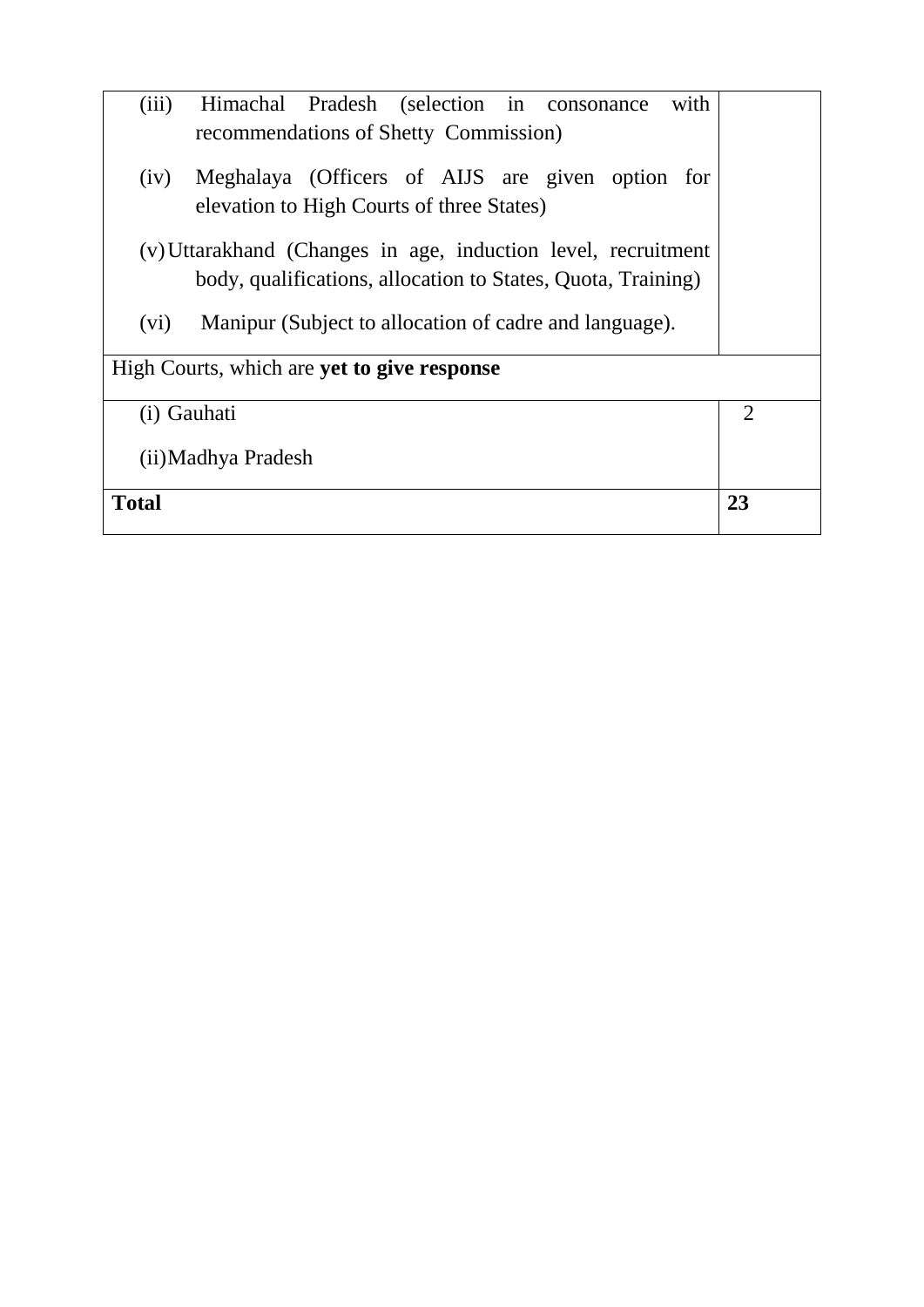| | |
|---|---|
| (iii) Himachal Pradesh (selection in consonance with recommendations of Shetty Commission)<br><br>(iv) Meghalaya (Officers of AIJS are given option for elevation to High Courts of three States)<br><br>(v) Uttarakhand (Changes in age, induction level, recruitment body, qualifications, allocation to States, Quota, Training)<br><br>(vi) Manipur (Subject to allocation of cadre and language). | |
| High Courts, which are **yet to give response** | |
| (i) Gauhati<br><br>(ii) Madhya Pradesh | 2 |
| **Total** | **23** |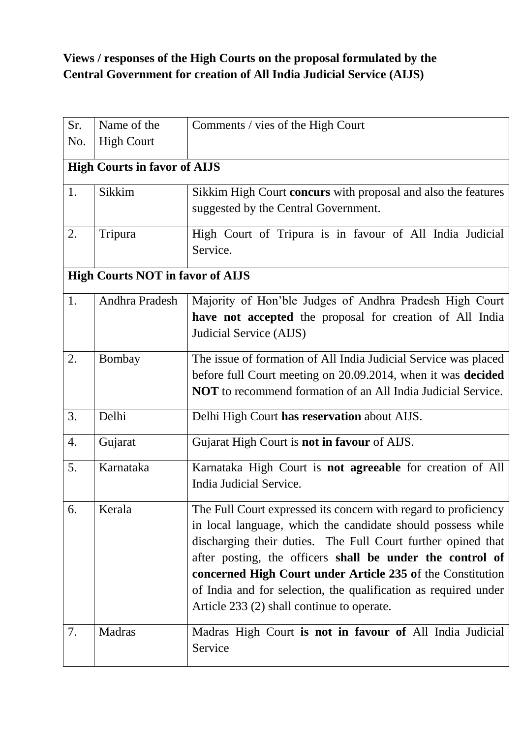**Views / responses of the High Courts on the proposal formulated by the Central Government for creation of All India Judicial Service (AIJS)**

| Sr. No. | Name of the High Court | Comments / vies of the High Court |
|---|---|---|
| **High Courts in favor of AIJS** | | |
| 1. | Sikkim | Sikkim High Court **concurs** with proposal and also the features suggested by the Central Government. |
| 2. | Tripura | High Court of Tripura is in favour of All India Judicial Service. |
| **High Courts NOT in favor of AIJS** | | |
| 1. | Andhra Pradesh | Majority of Hon'ble Judges of Andhra Pradesh High Court **have not accepted** the proposal for creation of All India Judicial Service (AIJS) |
| 2. | Bombay | The issue of formation of All India Judicial Service was placed before full Court meeting on 20.09.2014, when it was **decided NOT** to recommend formation of an All India Judicial Service. |
| 3. | Delhi | Delhi High Court **has reservation** about AIJS. |
| 4. | Gujarat | Gujarat High Court is **not in favour** of AIJS. |
| 5. | Karnataka | Karnataka High Court is **not agreeable** for creation of All India Judicial Service. |
| 6. | Kerala | The Full Court expressed its concern with regard to proficiency in local language, which the candidate should possess while discharging their duties. The Full Court further opined that after posting, the officers **shall be under the control of concerned High Court under Article 235 o**f the Constitution of India and for selection, the qualification as required under Article 233 (2) shall continue to operate. |
| 7. | Madras | Madras High Court **is not in favour of** All India Judicial Service |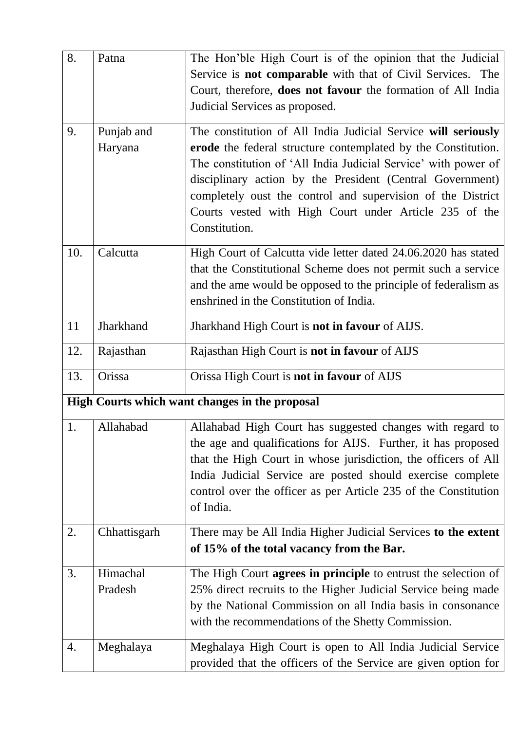| | | |
|---|---|---|
| 8. | Patna | The Hon'ble High Court is of the opinion that the Judicial Service is **not comparable** with that of Civil Services. The Court, therefore, **does not favour** the formation of All India Judicial Services as proposed. |
| 9. | Punjab and Haryana | The constitution of All India Judicial Service **will seriously erode** the federal structure contemplated by the Constitution. The constitution of 'All India Judicial Service' with power of disciplinary action by the President (Central Government) completely oust the control and supervision of the District Courts vested with High Court under Article 235 of the Constitution. |
| 10. | Calcutta | High Court of Calcutta vide letter dated 24.06.2020 has stated that the Constitutional Scheme does not permit such a service and the ame would be opposed to the principle of federalism as enshrined in the Constitution of India. |
| 11 | Jharkhand | Jharkhand High Court is **not in favour** of AIJS. |
| 12. | Rajasthan | Rajasthan High Court is **not in favour** of AIJS |
| 13. | Orissa | Orissa High Court is **not in favour** of AIJS |
| **High Courts which want changes in the proposal** | | |
| 1. | Allahabad | Allahabad High Court has suggested changes with regard to the age and qualifications for AIJS. Further, it has proposed that the High Court in whose jurisdiction, the officers of All India Judicial Service are posted should exercise complete control over the officer as per Article 235 of the Constitution of India. |
| 2. | Chhattisgarh | There may be All India Higher Judicial Services **to the extent of 15% of the total vacancy from the Bar.** |
| 3. | Himachal Pradesh | The High Court **agrees in principle** to entrust the selection of 25% direct recruits to the Higher Judicial Service being made by the National Commission on all India basis in consonance with the recommendations of the Shetty Commission. |
| 4. | Meghalaya | Meghalaya High Court is open to All India Judicial Service provided that the officers of the Service are given option for |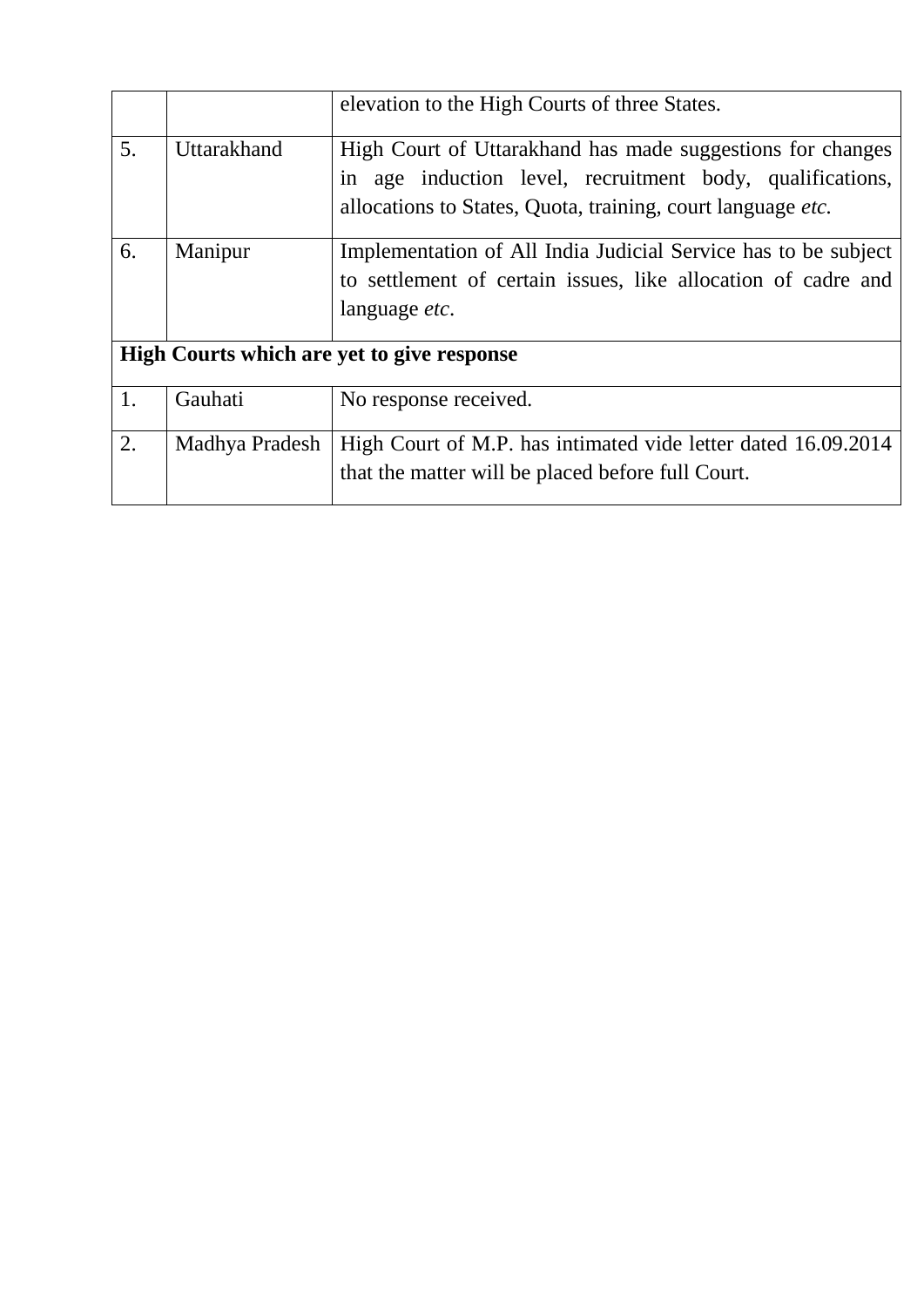| | | |
|---|---|---|
| | | elevation to the High Courts of three States. |
| 5. | Uttarakhand | High Court of Uttarakhand has made suggestions for changes in age induction level, recruitment body, qualifications, allocations to States, Quota, training, court language *etc.* |
| 6. | Manipur | Implementation of All India Judicial Service has to be subject to settlement of certain issues, like allocation of cadre and language *etc*. |
| **High Courts which are yet to give response** | | |
| 1. | Gauhati | No response received. |
| 2. | Madhya Pradesh | High Court of M.P. has intimated vide letter dated 16.09.2014 that the matter will be placed before full Court. |